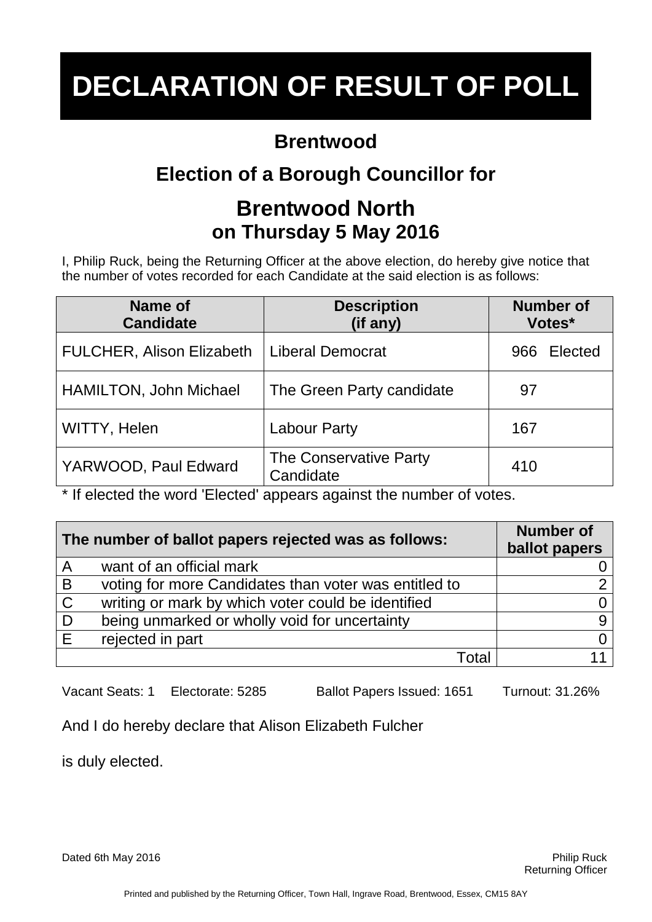# DECLARATION OF RESULT OF POLL

## Brentwood

## Election of a Borough Councillor for

## Brentwood North
### on Thursday 5 May 2016

I, Philip Ruck, being the Returning Officer at the above election, do hereby give notice that the number of votes recorded for each Candidate at the said election is as follows:

| Name of Candidate | Description (if any) | Number of Votes* |
|---|---|---|
| FULCHER, Alison Elizabeth | Liberal Democrat | 966 Elected |
| HAMILTON, John Michael | The Green Party candidate | 97 |
| WITTY, Helen | Labour Party | 167 |
| YARWOOD, Paul Edward | The Conservative Party Candidate | 410 |

* If elected the word 'Elected' appears against the number of votes.

| The number of ballot papers rejected was as follows: | | Number of ballot papers |
|---|---|---|
| A | want of an official mark | 0 |
| B | voting for more Candidates than voter was entitled to | 2 |
| C | writing or mark by which voter could be identified | 0 |
| D | being unmarked or wholly void for uncertainty | 9 |
| E | rejected in part | 0 |
| | Total | 11 |

Vacant Seats: 1 Electorate: 5285 Ballot Papers Issued: 1651 Turnout: 31.26%

And I do hereby declare that Alison Elizabeth Fulcher

is duly elected.

Dated 6th May 2016

Philip Ruck
Returning Officer

Printed and published by the Returning Officer, Town Hall, Ingrave Road, Brentwood, Essex, CM15 8AY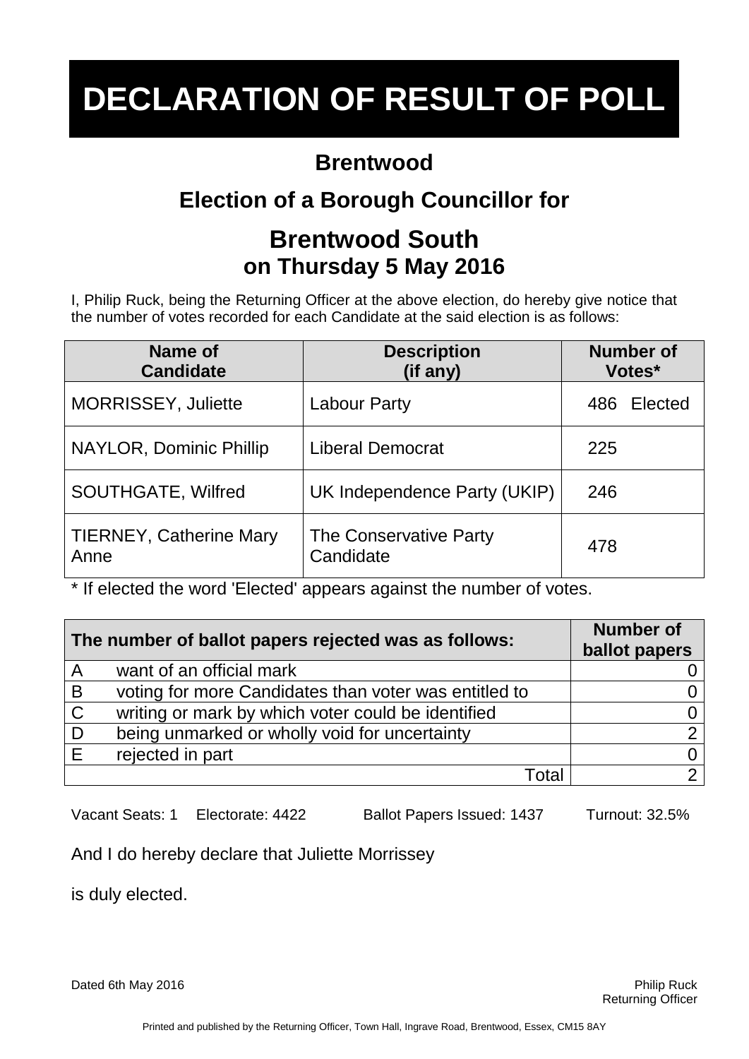# DECLARATION OF RESULT OF POLL

## Brentwood

## Election of a Borough Councillor for

## Brentwood South
### on Thursday 5 May 2016

I, Philip Ruck, being the Returning Officer at the above election, do hereby give notice that the number of votes recorded for each Candidate at the said election is as follows:

| Name of Candidate | Description (if any) | Number of Votes* |
|---|---|---|
| MORRISSEY, Juliette | Labour Party | 486 Elected |
| NAYLOR, Dominic Phillip | Liberal Democrat | 225 |
| SOUTHGATE, Wilfred | UK Independence Party (UKIP) | 246 |
| TIERNEY, Catherine Mary Anne | The Conservative Party Candidate | 478 |

* If elected the word 'Elected' appears against the number of votes.

| | The number of ballot papers rejected was as follows: | Number of ballot papers |
|---|---|---|
| A | want of an official mark | 0 |
| B | voting for more Candidates than voter was entitled to | 0 |
| C | writing or mark by which voter could be identified | 0 |
| D | being unmarked or wholly void for uncertainty | 2 |
| E | rejected in part | 0 |
| | Total | 2 |

Vacant Seats: 1 Electorate: 4422 Ballot Papers Issued: 1437 Turnout: 32.5%

And I do hereby declare that Juliette Morrissey

is duly elected.

Dated 6th May 2016

Philip Ruck
Returning Officer

Printed and published by the Returning Officer, Town Hall, Ingrave Road, Brentwood, Essex, CM15 8AY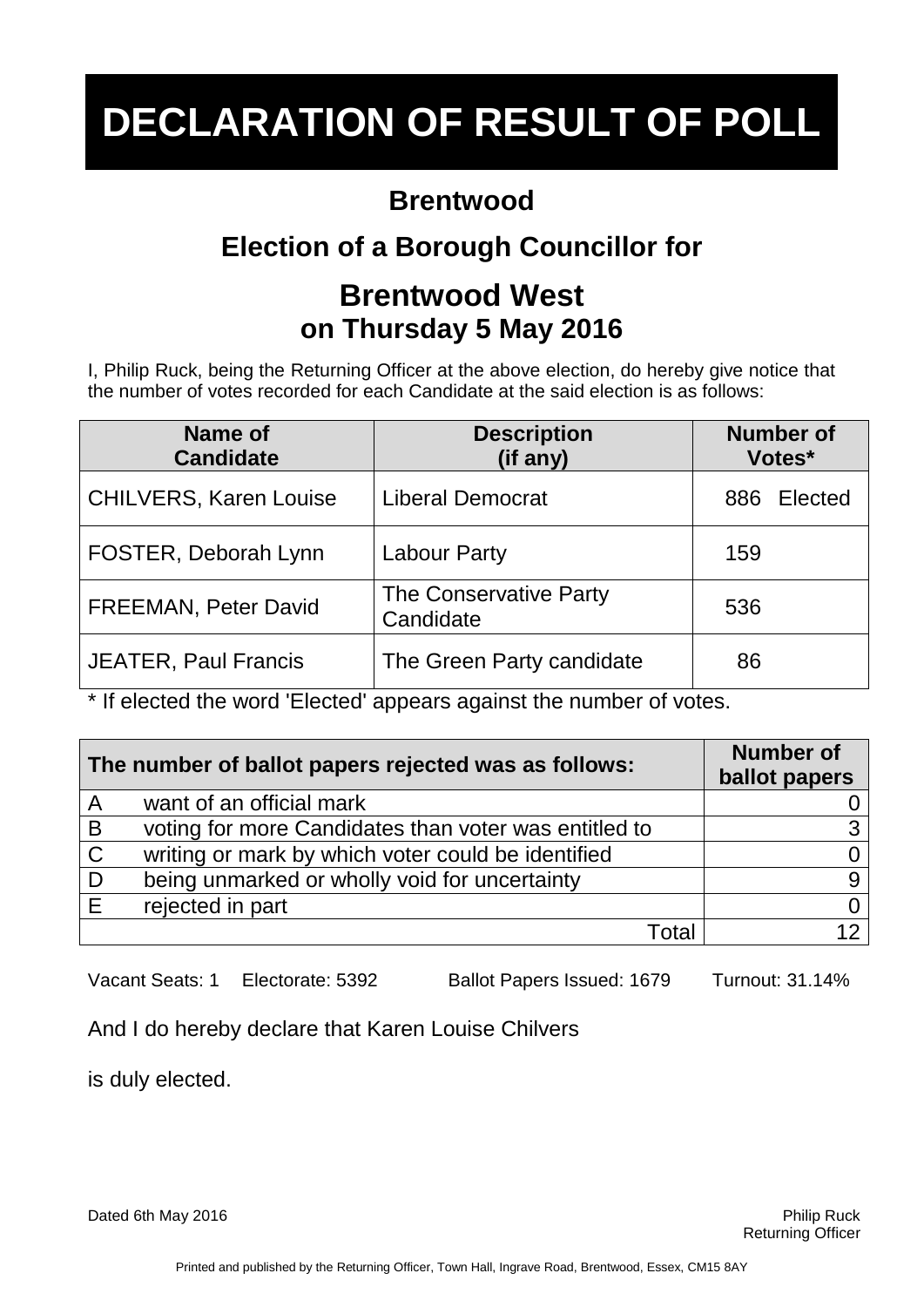# DECLARATION OF RESULT OF POLL

## Brentwood

## Election of a Borough Councillor for

## Brentwood West
### on Thursday 5 May 2016

I, Philip Ruck, being the Returning Officer at the above election, do hereby give notice that the number of votes recorded for each Candidate at the said election is as follows:

| Name of Candidate | Description (if any) | Number of Votes* |
|---|---|---|
| CHILVERS, Karen Louise | Liberal Democrat | 886 Elected |
| FOSTER, Deborah Lynn | Labour Party | 159 |
| FREEMAN, Peter David | The Conservative Party Candidate | 536 |
| JEATER, Paul Francis | The Green Party candidate | 86 |

* If elected the word 'Elected' appears against the number of votes.

| | The number of ballot papers rejected was as follows: | Number of ballot papers |
|---|---|---|
| A | want of an official mark | 0 |
| B | voting for more Candidates than voter was entitled to | 3 |
| C | writing or mark by which voter could be identified | 0 |
| D | being unmarked or wholly void for uncertainty | 9 |
| E | rejected in part | 0 |
| | Total | 12 |

Vacant Seats: 1 Electorate: 5392 Ballot Papers Issued: 1679 Turnout: 31.14%

And I do hereby declare that Karen Louise Chilvers

is duly elected.

Dated 6th May 2016

Philip Ruck
Returning Officer

Printed and published by the Returning Officer, Town Hall, Ingrave Road, Brentwood, Essex, CM15 8AY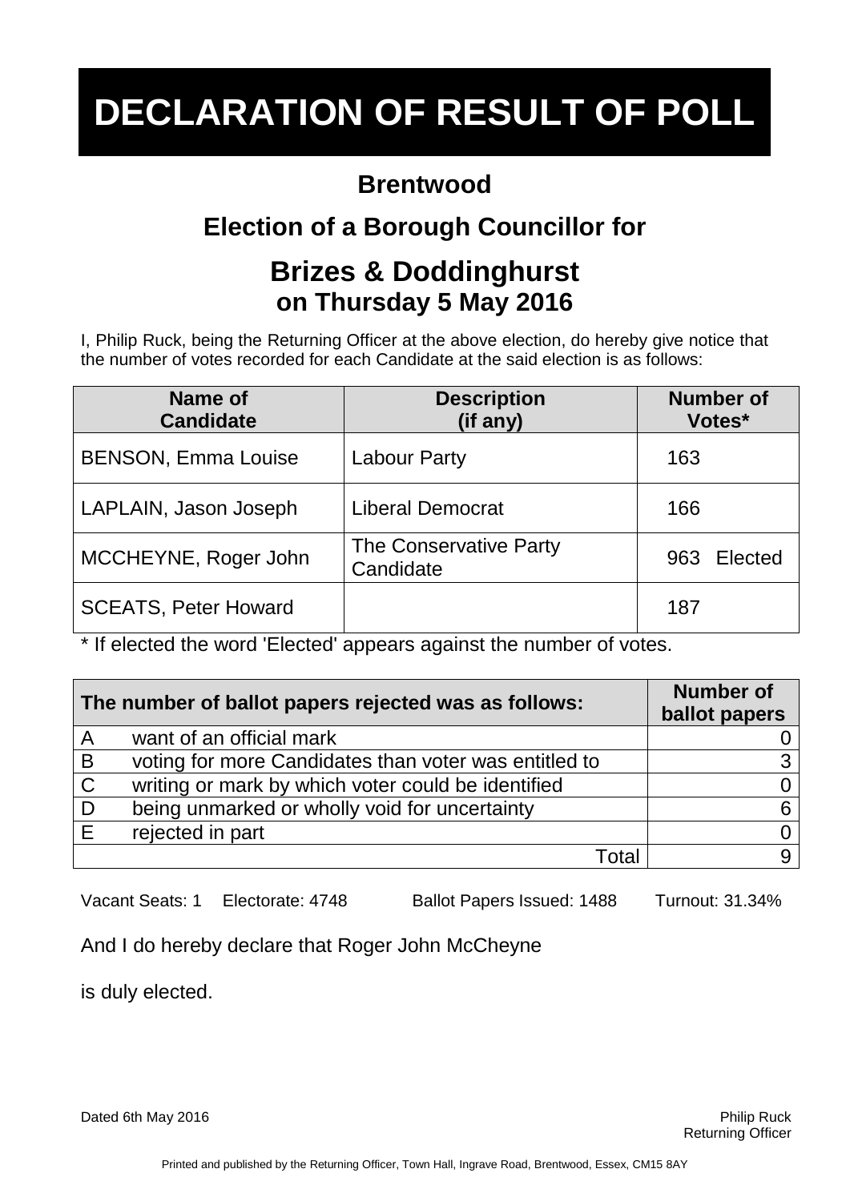# DECLARATION OF RESULT OF POLL

## Brentwood

## Election of a Borough Councillor for

## Brizes & Doddinghurst
### on Thursday 5 May 2016

I, Philip Ruck, being the Returning Officer at the above election, do hereby give notice that the number of votes recorded for each Candidate at the said election is as follows:

| Name of Candidate | Description (if any) | Number of Votes* |
|---|---|---|
| BENSON, Emma Louise | Labour Party | 163 |
| LAPLAIN, Jason Joseph | Liberal Democrat | 166 |
| MCCHEYNE, Roger John | The Conservative Party Candidate | 963 Elected |
| SCEATS, Peter Howard | | 187 |

* If elected the word 'Elected' appears against the number of votes.

| The number of ballot papers rejected was as follows: | | Number of ballot papers |
|---|---|---|
| A | want of an official mark | 0 |
| B | voting for more Candidates than voter was entitled to | 3 |
| C | writing or mark by which voter could be identified | 0 |
| D | being unmarked or wholly void for uncertainty | 6 |
| E | rejected in part | 0 |
| | Total | 9 |

Vacant Seats: 1 Electorate: 4748 Ballot Papers Issued: 1488 Turnout: 31.34%

And I do hereby declare that Roger John McCheyne

is duly elected.

Dated 6th May 2016

Philip Ruck
Returning Officer

Printed and published by the Returning Officer, Town Hall, Ingrave Road, Brentwood, Essex, CM15 8AY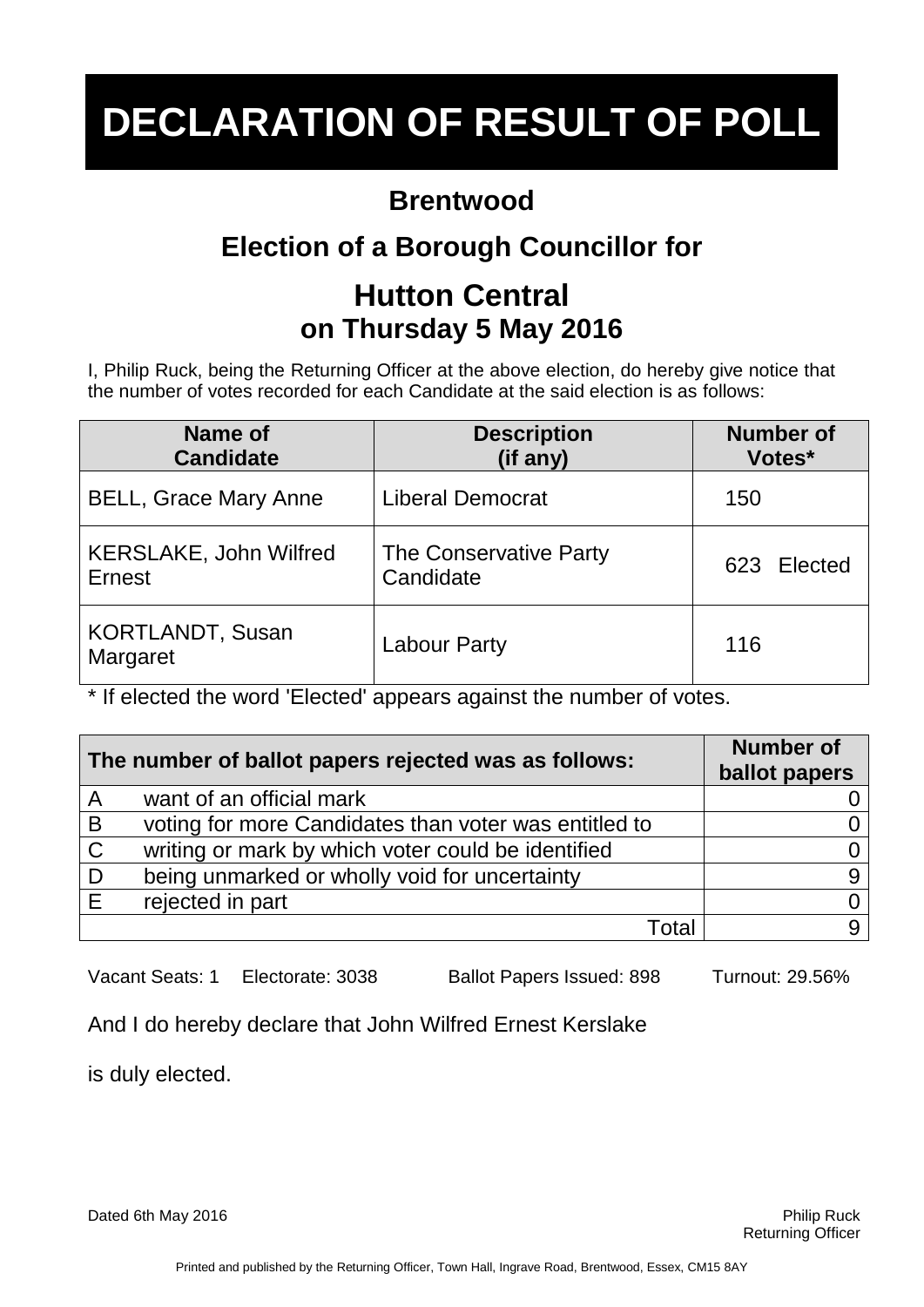# DECLARATION OF RESULT OF POLL

## Brentwood

## Election of a Borough Councillor for

## Hutton Central
### on Thursday 5 May 2016

I, Philip Ruck, being the Returning Officer at the above election, do hereby give notice that the number of votes recorded for each Candidate at the said election is as follows:

| Name of Candidate | Description (if any) | Number of Votes* |
|---|---|---|
| BELL, Grace Mary Anne | Liberal Democrat | 150 |
| KERSLAKE, John Wilfred Ernest | The Conservative Party Candidate | 623 Elected |
| KORTLANDT, Susan Margaret | Labour Party | 116 |

* If elected the word 'Elected' appears against the number of votes.

| The number of ballot papers rejected was as follows: | | Number of ballot papers |
|---|---|---|
| A | want of an official mark | 0 |
| B | voting for more Candidates than voter was entitled to | 0 |
| C | writing or mark by which voter could be identified | 0 |
| D | being unmarked or wholly void for uncertainty | 9 |
| E | rejected in part | 0 |
| | Total | 9 |

Vacant Seats: 1 Electorate: 3038 Ballot Papers Issued: 898 Turnout: 29.56%

And I do hereby declare that John Wilfred Ernest Kerslake

is duly elected.

Dated 6th May 2016

Philip Ruck
Returning Officer

Printed and published by the Returning Officer, Town Hall, Ingrave Road, Brentwood, Essex, CM15 8AY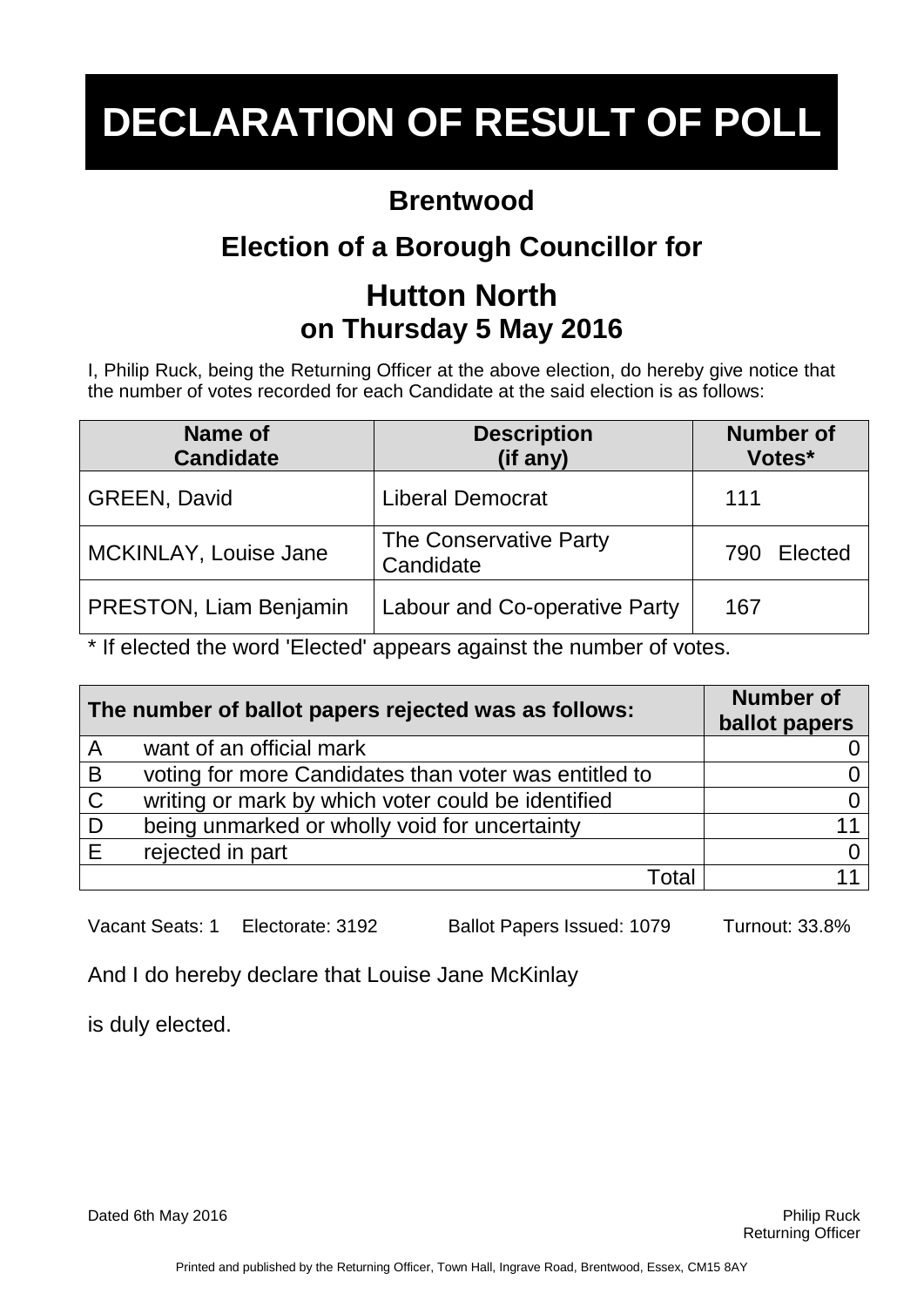# DECLARATION OF RESULT OF POLL

## Brentwood

## Election of a Borough Councillor for

## Hutton North

### on Thursday 5 May 2016

I, Philip Ruck, being the Returning Officer at the above election, do hereby give notice that the number of votes recorded for each Candidate at the said election is as follows:

| Name of Candidate | Description (if any) | Number of Votes* |
|---|---|---|
| GREEN, David | Liberal Democrat | 111 |
| MCKINLAY, Louise Jane | The Conservative Party Candidate | 790 Elected |
| PRESTON, Liam Benjamin | Labour and Co-operative Party | 167 |

* If elected the word 'Elected' appears against the number of votes.

| The number of ballot papers rejected was as follows: | | Number of ballot papers |
|---|---|---|
| A | want of an official mark | 0 |
| B | voting for more Candidates than voter was entitled to | 0 |
| C | writing or mark by which voter could be identified | 0 |
| D | being unmarked or wholly void for uncertainty | 11 |
| E | rejected in part | 0 |
| | Total | 11 |

Vacant Seats: 1 Electorate: 3192 Ballot Papers Issued: 1079 Turnout: 33.8%

And I do hereby declare that Louise Jane McKinlay

is duly elected.

Dated 6th May 2016

Philip Ruck
Returning Officer

Printed and published by the Returning Officer, Town Hall, Ingrave Road, Brentwood, Essex, CM15 8AY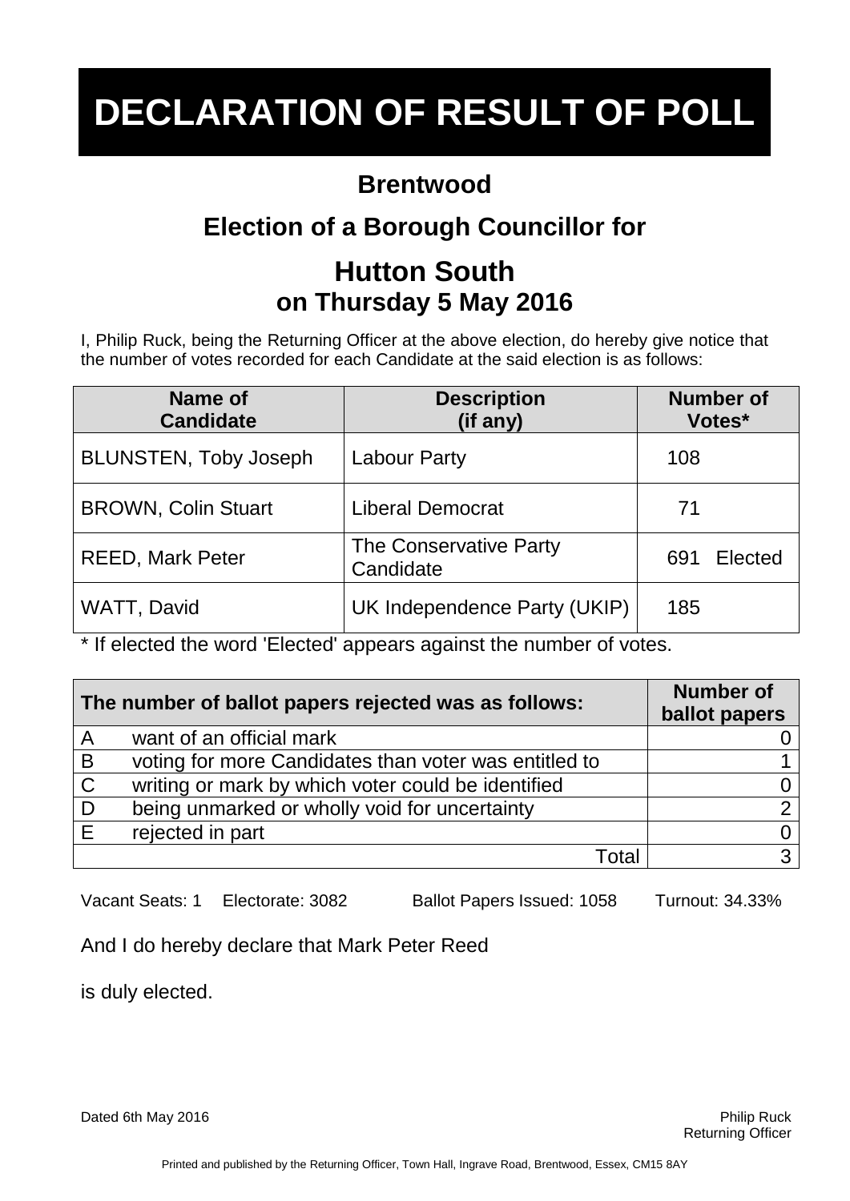# DECLARATION OF RESULT OF POLL

## Brentwood

## Election of a Borough Councillor for

## Hutton South

### on Thursday 5 May 2016

I, Philip Ruck, being the Returning Officer at the above election, do hereby give notice that the number of votes recorded for each Candidate at the said election is as follows:

| Name of Candidate | Description (if any) | Number of Votes* |
|---|---|---|
| BLUNSTEN, Toby Joseph | Labour Party | 108 |
| BROWN, Colin Stuart | Liberal Democrat | 71 |
| REED, Mark Peter | The Conservative Party Candidate | 691 Elected |
| WATT, David | UK Independence Party (UKIP) | 185 |

* If elected the word 'Elected' appears against the number of votes.

| The number of ballot papers rejected was as follows: | | Number of ballot papers |
|---|---|---|
| A | want of an official mark | 0 |
| B | voting for more Candidates than voter was entitled to | 1 |
| C | writing or mark by which voter could be identified | 0 |
| D | being unmarked or wholly void for uncertainty | 2 |
| E | rejected in part | 0 |
| | Total | 3 |

Vacant Seats: 1 Electorate: 3082 Ballot Papers Issued: 1058 Turnout: 34.33%

And I do hereby declare that Mark Peter Reed

is duly elected.

Dated 6th May 2016

Philip Ruck
Returning Officer

Printed and published by the Returning Officer, Town Hall, Ingrave Road, Brentwood, Essex, CM15 8AY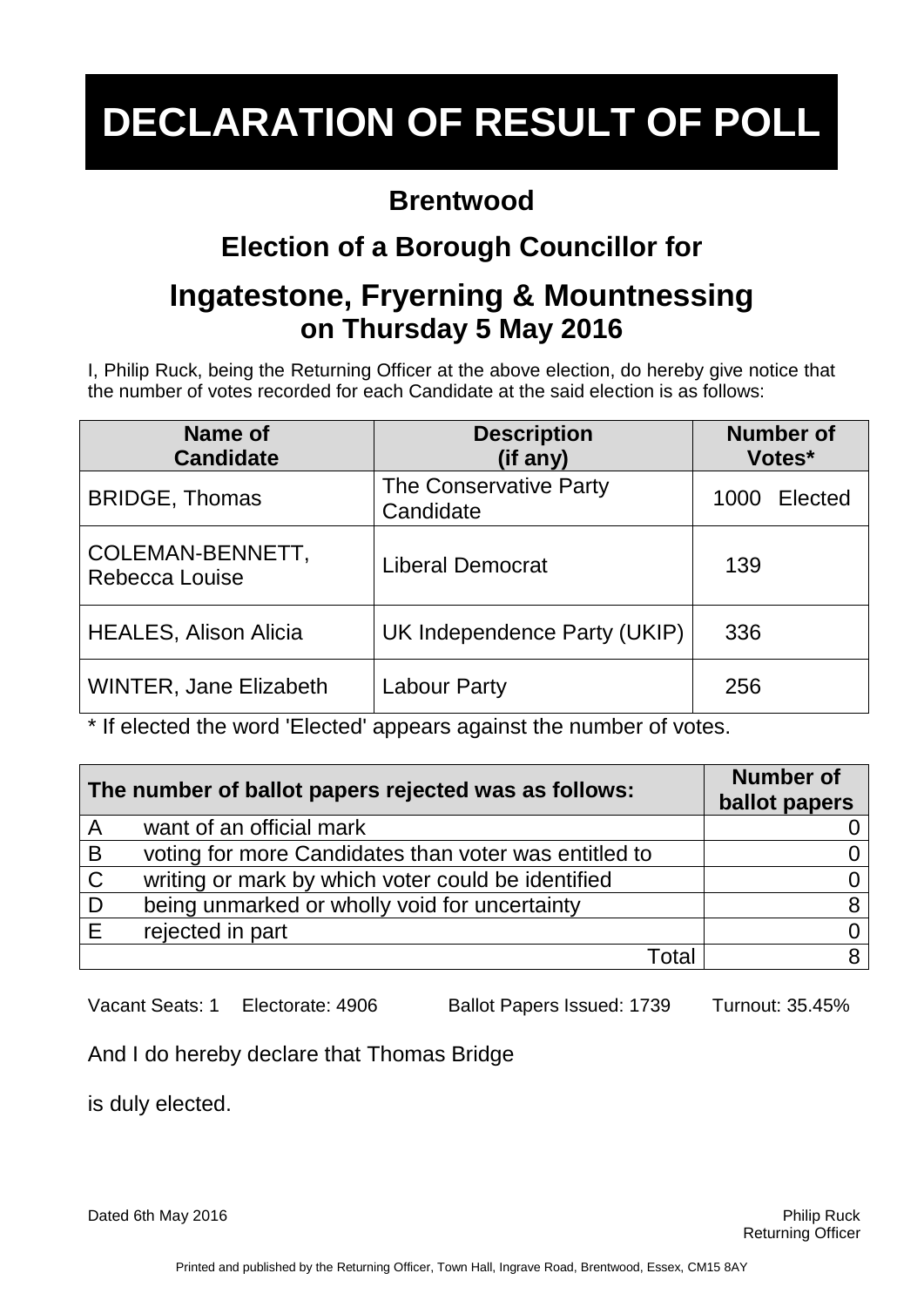# DECLARATION OF RESULT OF POLL

## Brentwood

## Election of a Borough Councillor for

## Ingatestone, Fryerning & Mountnessing
### on Thursday 5 May 2016

I, Philip Ruck, being the Returning Officer at the above election, do hereby give notice that the number of votes recorded for each Candidate at the said election is as follows:

| Name of Candidate | Description (if any) | Number of Votes* |
|---|---|---|
| BRIDGE, Thomas | The Conservative Party Candidate | 1000 Elected |
| COLEMAN-BENNETT, Rebecca Louise | Liberal Democrat | 139 |
| HEALES, Alison Alicia | UK Independence Party (UKIP) | 336 |
| WINTER, Jane Elizabeth | Labour Party | 256 |

* If elected the word 'Elected' appears against the number of votes.

| | The number of ballot papers rejected was as follows: | Number of ballot papers |
|---|---|---|
| A | want of an official mark | 0 |
| B | voting for more Candidates than voter was entitled to | 0 |
| C | writing or mark by which voter could be identified | 0 |
| D | being unmarked or wholly void for uncertainty | 8 |
| E | rejected in part | 0 |
| | Total | 8 |

Vacant Seats: 1 Electorate: 4906 Ballot Papers Issued: 1739 Turnout: 35.45%

And I do hereby declare that Thomas Bridge

is duly elected.

Dated 6th May 2016

Philip Ruck
Returning Officer

Printed and published by the Returning Officer, Town Hall, Ingrave Road, Brentwood, Essex, CM15 8AY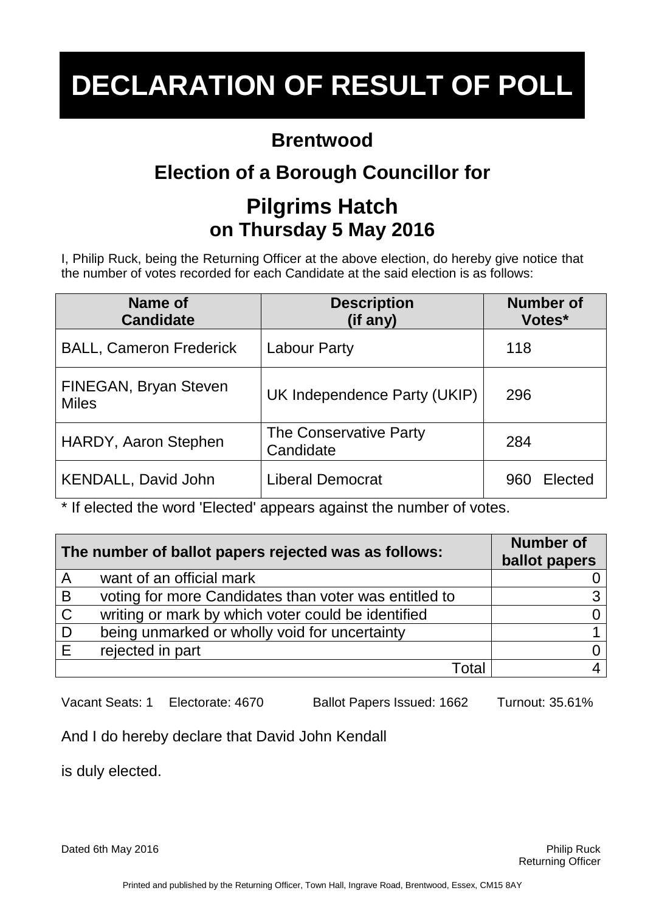# DECLARATION OF RESULT OF POLL

## Brentwood

## Election of a Borough Councillor for

## Pilgrims Hatch

### on Thursday 5 May 2016

I, Philip Ruck, being the Returning Officer at the above election, do hereby give notice that the number of votes recorded for each Candidate at the said election is as follows:

| Name of Candidate | Description (if any) | Number of Votes* |
|---|---|---|
| BALL, Cameron Frederick | Labour Party | 118 |
| FINEGAN, Bryan Steven Miles | UK Independence Party (UKIP) | 296 |
| HARDY, Aaron Stephen | The Conservative Party Candidate | 284 |
| KENDALL, David John | Liberal Democrat | 960 Elected |

* If elected the word 'Elected' appears against the number of votes.

| The number of ballot papers rejected was as follows: | | Number of ballot papers |
|---|---|---|
| A | want of an official mark | 0 |
| B | voting for more Candidates than voter was entitled to | 3 |
| C | writing or mark by which voter could be identified | 0 |
| D | being unmarked or wholly void for uncertainty | 1 |
| E | rejected in part | 0 |
| | Total | 4 |

Vacant Seats: 1 Electorate: 4670 Ballot Papers Issued: 1662 Turnout: 35.61%

And I do hereby declare that David John Kendall

is duly elected.

Dated 6th May 2016

Philip Ruck
Returning Officer

Printed and published by the Returning Officer, Town Hall, Ingrave Road, Brentwood, Essex, CM15 8AY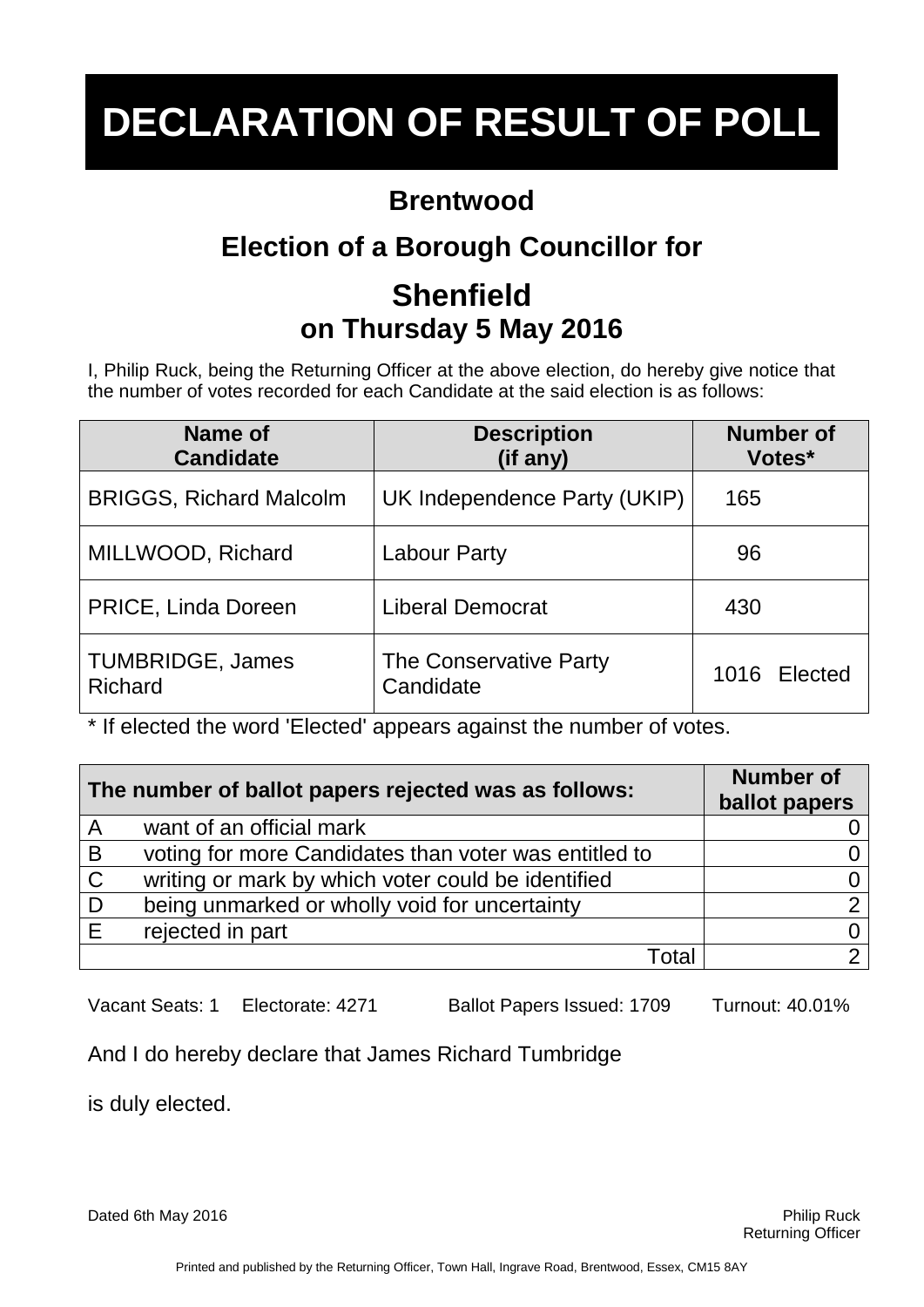# DECLARATION OF RESULT OF POLL

## Brentwood

## Election of a Borough Councillor for

## Shenfield

### on Thursday 5 May 2016

I, Philip Ruck, being the Returning Officer at the above election, do hereby give notice that the number of votes recorded for each Candidate at the said election is as follows:

| Name of Candidate | Description (if any) | Number of Votes* |
|---|---|---|
| BRIGGS, Richard Malcolm | UK Independence Party (UKIP) | 165 |
| MILLWOOD, Richard | Labour Party | 96 |
| PRICE, Linda Doreen | Liberal Democrat | 430 |
| TUMBRIDGE, James Richard | The Conservative Party Candidate | 1016 Elected |

* If elected the word 'Elected' appears against the number of votes.

| | The number of ballot papers rejected was as follows: | Number of ballot papers |
|---|---|---|
| A | want of an official mark | 0 |
| B | voting for more Candidates than voter was entitled to | 0 |
| C | writing or mark by which voter could be identified | 0 |
| D | being unmarked or wholly void for uncertainty | 2 |
| E | rejected in part | 0 |
| | Total | 2 |

Vacant Seats: 1 Electorate: 4271 Ballot Papers Issued: 1709 Turnout: 40.01%

And I do hereby declare that James Richard Tumbridge

is duly elected.

Dated 6th May 2016

Philip Ruck
Returning Officer

Printed and published by the Returning Officer, Town Hall, Ingrave Road, Brentwood, Essex, CM15 8AY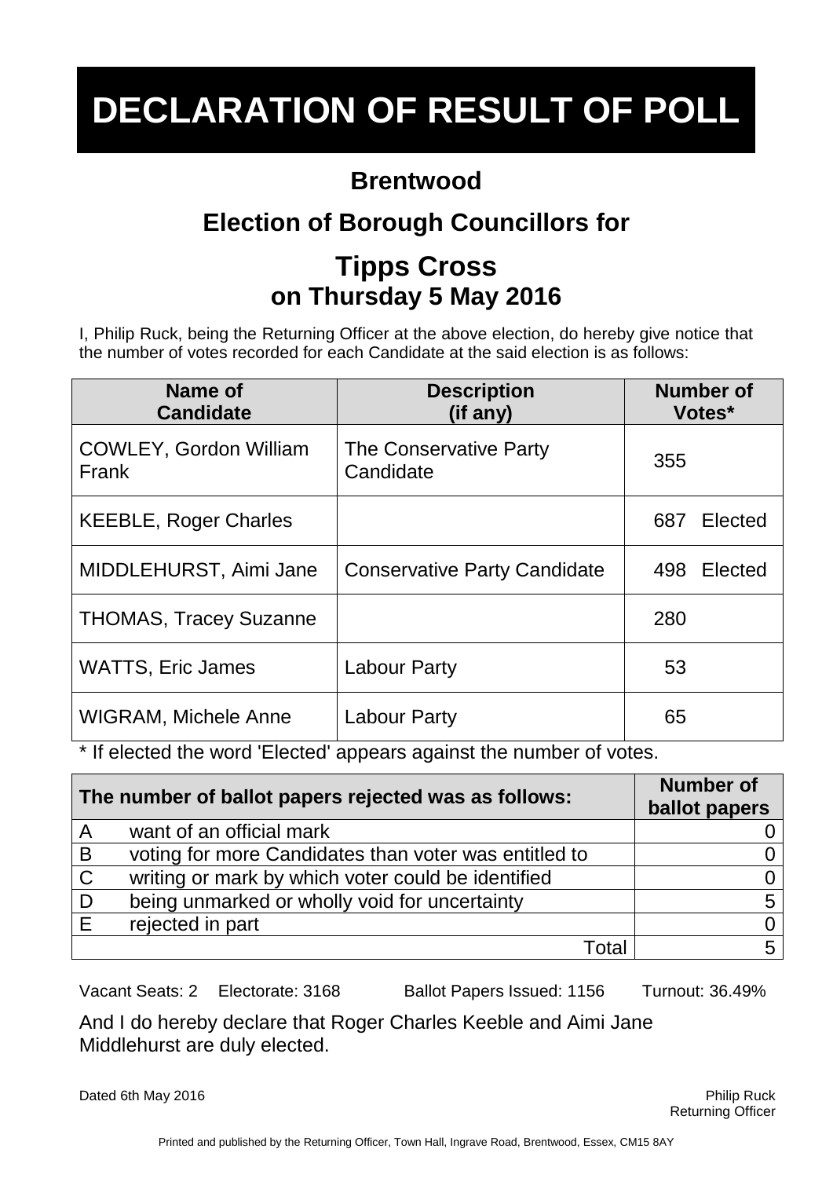# DECLARATION OF RESULT OF POLL

## Brentwood

## Election of Borough Councillors for

## Tipps Cross

### on Thursday 5 May 2016

I, Philip Ruck, being the Returning Officer at the above election, do hereby give notice that the number of votes recorded for each Candidate at the said election is as follows:

| Name of Candidate | Description (if any) | Number of Votes* |
|---|---|---|
| COWLEY, Gordon William Frank | The Conservative Party Candidate | 355 |
| KEEBLE, Roger Charles | | 687 Elected |
| MIDDLEHURST, Aimi Jane | Conservative Party Candidate | 498 Elected |
| THOMAS, Tracey Suzanne | | 280 |
| WATTS, Eric James | Labour Party | 53 |
| WIGRAM, Michele Anne | Labour Party | 65 |

* If elected the word 'Elected' appears against the number of votes.

| The number of ballot papers rejected was as follows: | | Number of ballot papers |
|---|---|---|
| A | want of an official mark | 0 |
| B | voting for more Candidates than voter was entitled to | 0 |
| C | writing or mark by which voter could be identified | 0 |
| D | being unmarked or wholly void for uncertainty | 5 |
| E | rejected in part | 0 |
| | Total | 5 |

Vacant Seats: 2 Electorate: 3168 Ballot Papers Issued: 1156 Turnout: 36.49%

And I do hereby declare that Roger Charles Keeble and Aimi Jane Middlehurst are duly elected.

Dated 6th May 2016

Philip Ruck
Returning Officer

Printed and published by the Returning Officer, Town Hall, Ingrave Road, Brentwood, Essex, CM15 8AY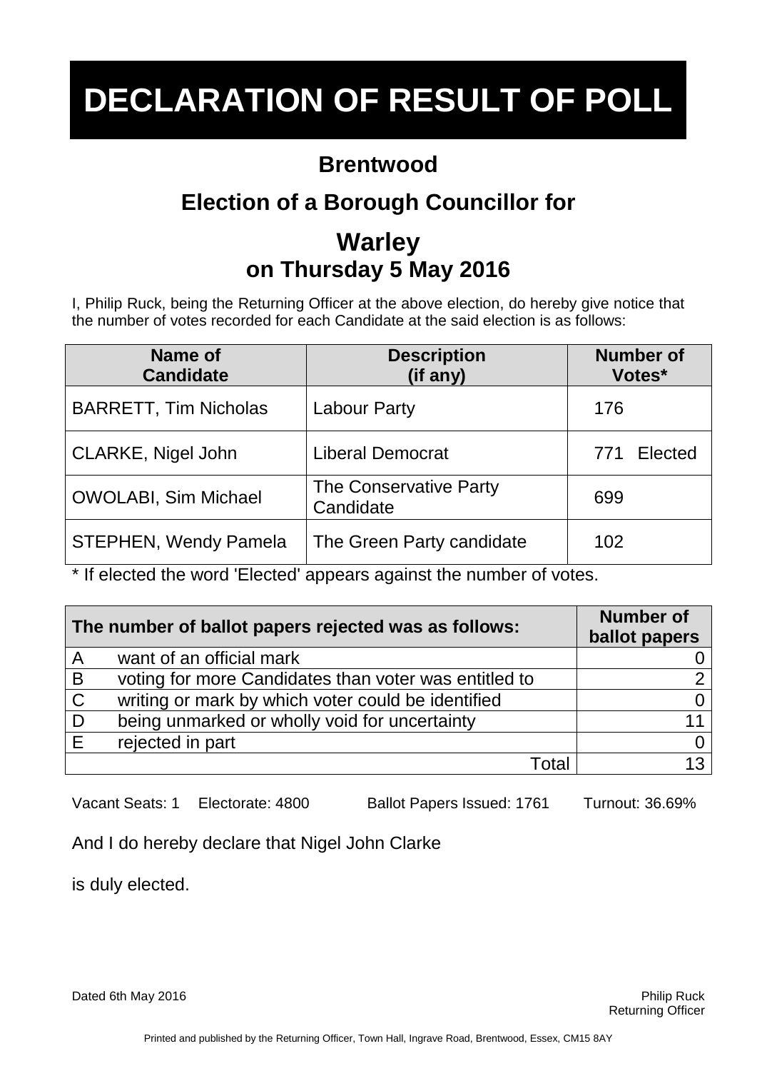# DECLARATION OF RESULT OF POLL

## Brentwood

## Election of a Borough Councillor for

## Warley
### on Thursday 5 May 2016

I, Philip Ruck, being the Returning Officer at the above election, do hereby give notice that the number of votes recorded for each Candidate at the said election is as follows:

| Name of Candidate | Description (if any) | Number of Votes* |
|---|---|---|
| BARRETT, Tim Nicholas | Labour Party | 176 |
| CLARKE, Nigel John | Liberal Democrat | 771 Elected |
| OWOLABI, Sim Michael | The Conservative Party Candidate | 699 |
| STEPHEN, Wendy Pamela | The Green Party candidate | 102 |

* If elected the word 'Elected' appears against the number of votes.

| The number of ballot papers rejected was as follows: | | Number of ballot papers |
|---|---|---|
| A | want of an official mark | 0 |
| B | voting for more Candidates than voter was entitled to | 2 |
| C | writing or mark by which voter could be identified | 0 |
| D | being unmarked or wholly void for uncertainty | 11 |
| E | rejected in part | 0 |
| | Total | 13 |

Vacant Seats: 1 Electorate: 4800 Ballot Papers Issued: 1761 Turnout: 36.69%

And I do hereby declare that Nigel John Clarke

is duly elected.

Dated 6th May 2016

Philip Ruck
Returning Officer

Printed and published by the Returning Officer, Town Hall, Ingrave Road, Brentwood, Essex, CM15 8AY